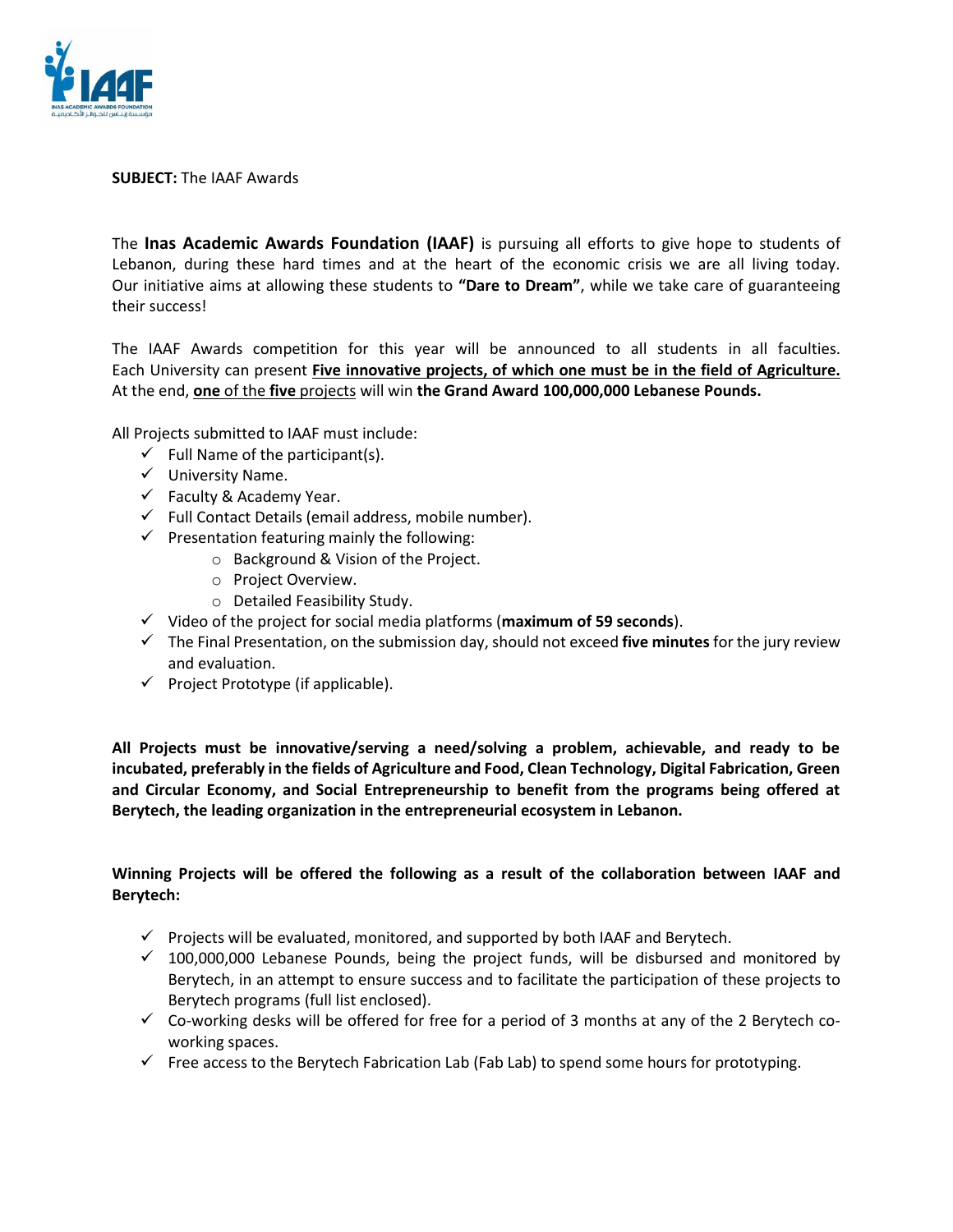**SUBJECT:** The IAAF Awards

The **Inas Academic Awards Foundation (IAAF)** is pursuing all efforts to give hope to students of Lebanon, during these hard times and at the heart of the economic crisis we are all living today. Our initiative aims at allowing these students to **"Dare to Dream"**, while we take care of guaranteeing their success!

The IAAF Awards competition for this year will be announced to all students in all faculties. Each University can present **Five innovative projects, of which one must be in the field of Agriculture.** At the end, **one** of the **five** projects will win **the Grand Award 100,000,000 Lebanese Pounds.**

All Projects submitted to IAAF must include:

- ✓ Full Name of the participant(s).
- ✓ University Name.
- ✓ Faculty & Academy Year.
- ✓ Full Contact Details (email address, mobile number).
- ✓ Presentation featuring mainly the following:
  - Background & Vision of the Project.
  - Project Overview.
  - Detailed Feasibility Study.
- ✓ Video of the project for social media platforms (**maximum of 59 seconds**).
- ✓ The Final Presentation, on the submission day, should not exceed **five minutes** for the jury review and evaluation.
- ✓ Project Prototype (if applicable).

**All Projects must be innovative/serving a need/solving a problem, achievable, and ready to be incubated, preferably in the fields of Agriculture and Food, Clean Technology, Digital Fabrication, Green and Circular Economy, and Social Entrepreneurship to benefit from the programs being offered at Berytech, the leading organization in the entrepreneurial ecosystem in Lebanon.**

**Winning Projects will be offered the following as a result of the collaboration between IAAF and Berytech:**

- ✓ Projects will be evaluated, monitored, and supported by both IAAF and Berytech.
- ✓ 100,000,000 Lebanese Pounds, being the project funds, will be disbursed and monitored by Berytech, in an attempt to ensure success and to facilitate the participation of these projects to Berytech programs (full list enclosed).
- ✓ Co-working desks will be offered for free for a period of 3 months at any of the 2 Berytech co-working spaces.
- ✓ Free access to the Berytech Fabrication Lab (Fab Lab) to spend some hours for prototyping.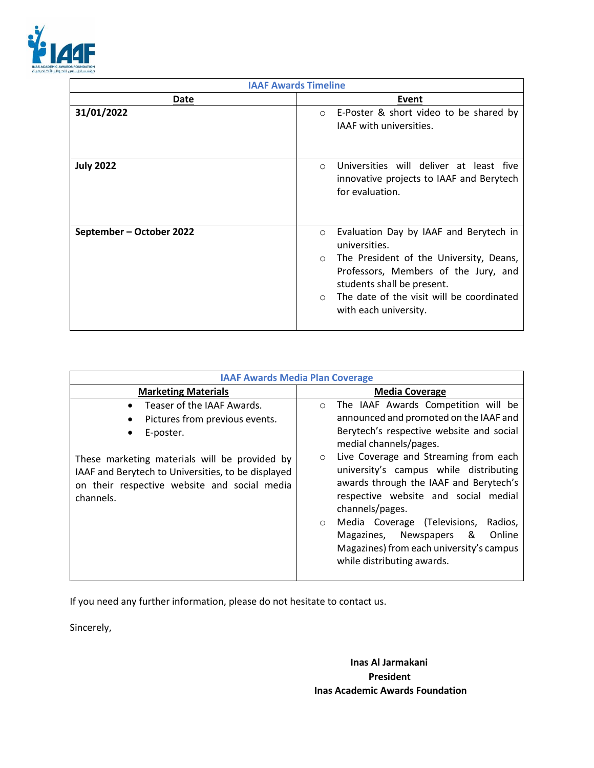| IAAF Awards Timeline | |
|---|---|
| **Date** | **Event** |
| **31/01/2022** | ○ E-Poster & short video to be shared by IAAF with universities. |
| **July 2022** | ○ Universities will deliver at least five innovative projects to IAAF and Berytech for evaluation. |
| **September – October 2022** | ○ Evaluation Day by IAAF and Berytech in universities.<br>○ The President of the University, Deans, Professors, Members of the Jury, and students shall be present.<br>○ The date of the visit will be coordinated with each university. |

| IAAF Awards Media Plan Coverage | |
|---|---|
| **Marketing Materials** | **Media Coverage** |
| • Teaser of the IAAF Awards.<br>• Pictures from previous events.<br>• E-poster.<br><br>These marketing materials will be provided by IAAF and Berytech to Universities, to be displayed on their respective website and social media channels. | ○ The IAAF Awards Competition will be announced and promoted on the IAAF and Berytech's respective website and social medial channels/pages.<br>○ Live Coverage and Streaming from each university's campus while distributing awards through the IAAF and Berytech's respective website and social medial channels/pages.<br>○ Media Coverage (Televisions, Radios, Magazines, Newspapers & Online Magazines) from each university's campus while distributing awards. |

If you need any further information, please do not hesitate to contact us.

Sincerely,

**Inas Al Jarmakani**
**President**
**Inas Academic Awards Foundation**